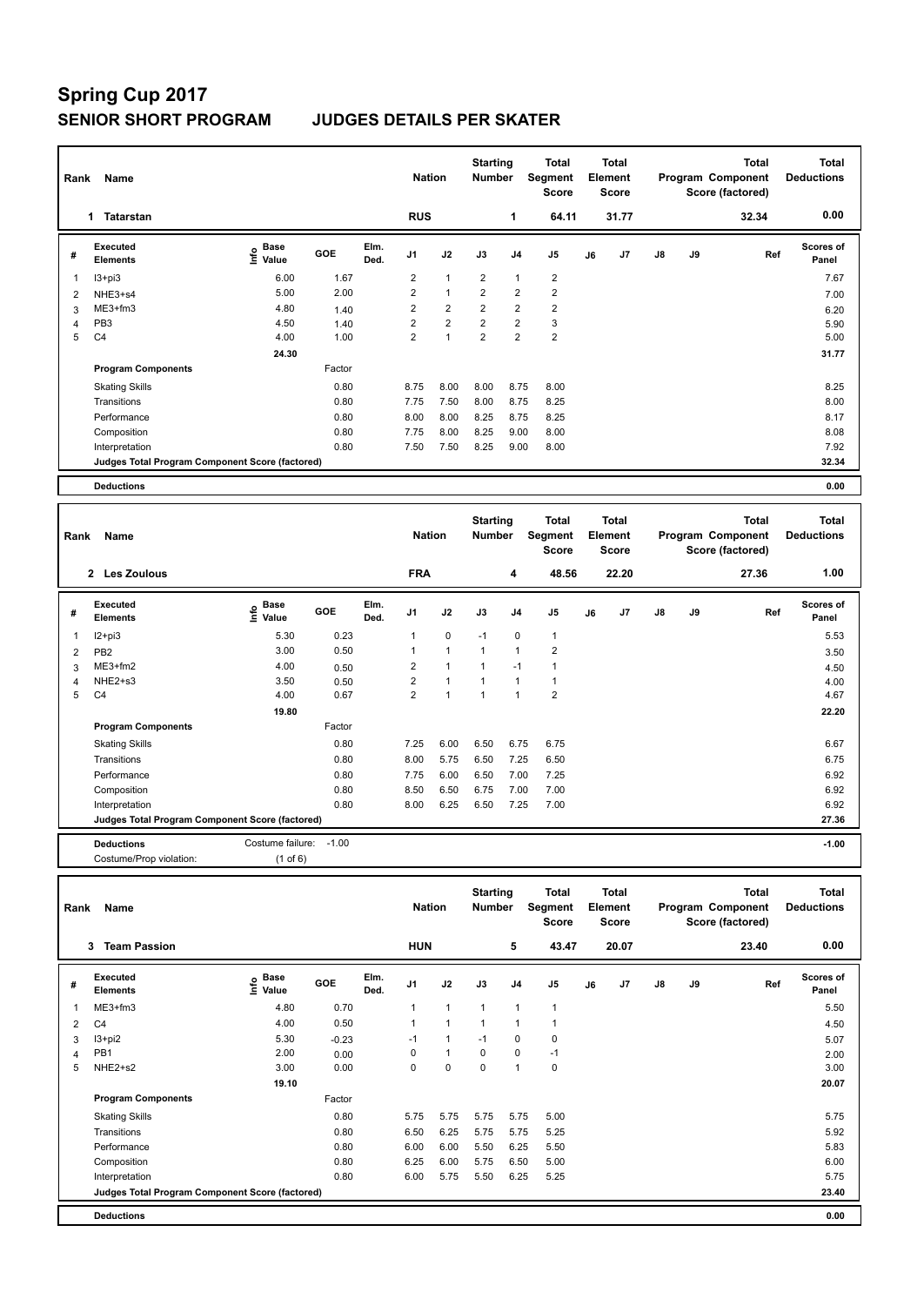# Spring Cup 2017

## SENIOR SHORT PROGRAM JUDGES DETAILS PER SKATER

| Rank | Name | Nation | Starting Number | Total Segment Score | Total Element Score | Total Program Component Score (factored) | Total Deductions |
|---|---|---|---|---|---|---|---|
| 1 | Tatarstan | RUS | 1 | 64.11 | 31.77 | 32.34 | 0.00 |

| # | Executed Elements | Info | Base Value | GOE | Elm. Ded. | J1 | J2 | J3 | J4 | J5 | J6 | J7 | J8 | J9 | Ref | Scores of Panel |
|---|---|---|---|---|---|---|---|---|---|---|---|---|---|---|---|---|
| 1 | I3+pi3 | | 6.00 | 1.67 | | 2 | 1 | 2 | 1 | 2 | | | | | | 7.67 |
| 2 | NHE3+s4 | | 5.00 | 2.00 | | 2 | 1 | 2 | 2 | 2 | | | | | | 7.00 |
| 3 | ME3+fm3 | | 4.80 | 1.40 | | 2 | 2 | 2 | 2 | 2 | | | | | | 6.20 |
| 4 | PB3 | | 4.50 | 1.40 | | 2 | 2 | 2 | 2 | 3 | | | | | | 5.90 |
| 5 | C4 | | 4.00 | 1.00 | | 2 | 1 | 2 | 2 | 2 | | | | | | 5.00 |
| | | | 24.30 | | | | | | | | | | | | | 31.77 |

| Program Components | Factor | J1 | J2 | J3 | J4 | J5 | J6 | J7 | J8 | J9 | Scores of Panel |
|---|---|---|---|---|---|---|---|---|---|---|---|
| Skating Skills | 0.80 | 8.75 | 8.00 | 8.00 | 8.75 | 8.00 | | | | | 8.25 |
| Transitions | 0.80 | 7.75 | 7.50 | 8.00 | 8.75 | 8.25 | | | | | 8.00 |
| Performance | 0.80 | 8.00 | 8.00 | 8.25 | 8.75 | 8.25 | | | | | 8.17 |
| Composition | 0.80 | 7.75 | 8.00 | 8.25 | 9.00 | 8.00 | | | | | 8.08 |
| Interpretation | 0.80 | 7.50 | 7.50 | 8.25 | 9.00 | 8.00 | | | | | 7.92 |
| Judges Total Program Component Score (factored) | | | | | | | | | | | 32.34 |

| Deductions | | 0.00 |
|---|---|---|

| Rank | Name | Nation | Starting Number | Total Segment Score | Total Element Score | Total Program Component Score (factored) | Total Deductions |
|---|---|---|---|---|---|---|---|
| 2 | Les Zoulous | FRA | 4 | 48.56 | 22.20 | 27.36 | 1.00 |

| # | Executed Elements | Info | Base Value | GOE | Elm. Ded. | J1 | J2 | J3 | J4 | J5 | J6 | J7 | J8 | J9 | Ref | Scores of Panel |
|---|---|---|---|---|---|---|---|---|---|---|---|---|---|---|---|---|
| 1 | I2+pi3 | | 5.30 | 0.23 | | 1 | 0 | -1 | 0 | 1 | | | | | | 5.53 |
| 2 | PB2 | | 3.00 | 0.50 | | 1 | 1 | 1 | 1 | 2 | | | | | | 3.50 |
| 3 | ME3+fm2 | | 4.00 | 0.50 | | 2 | 1 | 1 | -1 | 1 | | | | | | 4.50 |
| 4 | NHE2+s3 | | 3.50 | 0.50 | | 2 | 1 | 1 | 1 | 1 | | | | | | 4.00 |
| 5 | C4 | | 4.00 | 0.67 | | 2 | 1 | 1 | 1 | 2 | | | | | | 4.67 |
| | | | 19.80 | | | | | | | | | | | | | 22.20 |

| Program Components | Factor | J1 | J2 | J3 | J4 | J5 | J6 | J7 | J8 | J9 | Scores of Panel |
|---|---|---|---|---|---|---|---|---|---|---|---|
| Skating Skills | 0.80 | 7.25 | 6.00 | 6.50 | 6.75 | 6.75 | | | | | 6.67 |
| Transitions | 0.80 | 8.00 | 5.75 | 6.50 | 7.25 | 6.50 | | | | | 6.75 |
| Performance | 0.80 | 7.75 | 6.00 | 6.50 | 7.00 | 7.25 | | | | | 6.92 |
| Composition | 0.80 | 8.50 | 6.50 | 6.75 | 7.00 | 7.00 | | | | | 6.92 |
| Interpretation | 0.80 | 8.00 | 6.25 | 6.50 | 7.25 | 7.00 | | | | | 6.92 |
| Judges Total Program Component Score (factored) | | | | | | | | | | | 27.36 |

| Deductions | Costume failure: | -1.00 | -1.00 |
|---|---|---|---|
| Costume/Prop violation: | (1 of 6) | | |

| Rank | Name | Nation | Starting Number | Total Segment Score | Total Element Score | Total Program Component Score (factored) | Total Deductions |
|---|---|---|---|---|---|---|---|
| 3 | Team Passion | HUN | 5 | 43.47 | 20.07 | 23.40 | 0.00 |

| # | Executed Elements | Info | Base Value | GOE | Elm. Ded. | J1 | J2 | J3 | J4 | J5 | J6 | J7 | J8 | J9 | Ref | Scores of Panel |
|---|---|---|---|---|---|---|---|---|---|---|---|---|---|---|---|---|
| 1 | ME3+fm3 | | 4.80 | 0.70 | | 1 | 1 | 1 | 1 | 1 | | | | | | 5.50 |
| 2 | C4 | | 4.00 | 0.50 | | 1 | 1 | 1 | 1 | 1 | | | | | | 4.50 |
| 3 | I3+pi2 | | 5.30 | -0.23 | | -1 | 1 | -1 | 0 | 0 | | | | | | 5.07 |
| 4 | PB1 | | 2.00 | 0.00 | | 0 | 1 | 0 | 0 | -1 | | | | | | 2.00 |
| 5 | NHE2+s2 | | 3.00 | 0.00 | | 0 | 0 | 0 | 1 | 0 | | | | | | 3.00 |
| | | | 19.10 | | | | | | | | | | | | | 20.07 |

| Program Components | Factor | J1 | J2 | J3 | J4 | J5 | J6 | J7 | J8 | J9 | Scores of Panel |
|---|---|---|---|---|---|---|---|---|---|---|---|
| Skating Skills | 0.80 | 5.75 | 5.75 | 5.75 | 5.75 | 5.00 | | | | | 5.75 |
| Transitions | 0.80 | 6.50 | 6.25 | 5.75 | 5.75 | 5.25 | | | | | 5.92 |
| Performance | 0.80 | 6.00 | 6.00 | 5.50 | 6.25 | 5.50 | | | | | 5.83 |
| Composition | 0.80 | 6.25 | 6.00 | 5.75 | 6.50 | 5.00 | | | | | 6.00 |
| Interpretation | 0.80 | 6.00 | 5.75 | 5.50 | 6.25 | 5.25 | | | | | 5.75 |
| Judges Total Program Component Score (factored) | | | | | | | | | | | 23.40 |

| Deductions | | 0.00 |
|---|---|---|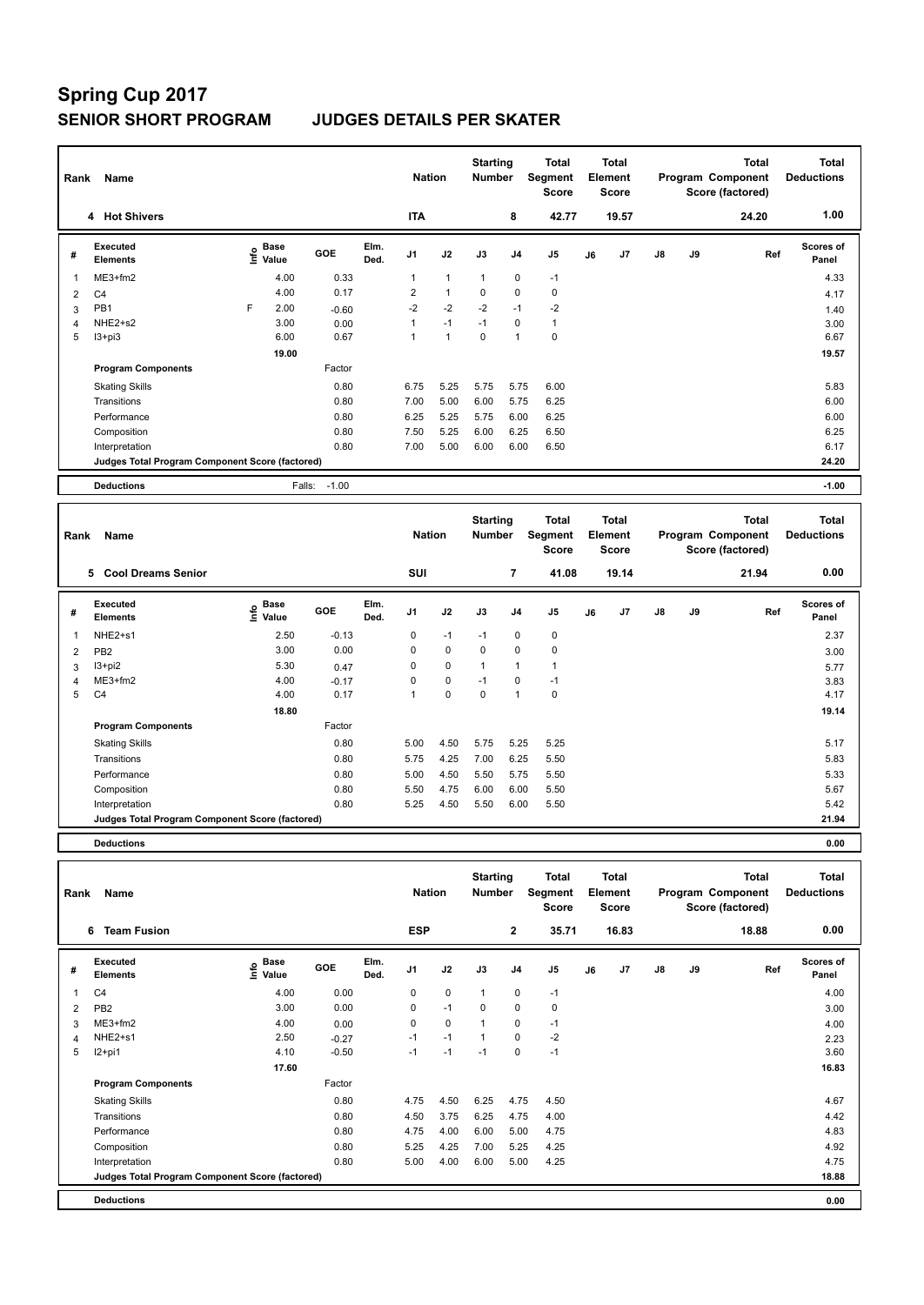# Spring Cup 2017

## SENIOR SHORT PROGRAM JUDGES DETAILS PER SKATER

| Rank | Name | Nation | Starting Number | Total Segment Score | Total Element Score | Total Program Component Score (factored) | Total Deductions |
|---|---|---|---|---|---|---|---|
| 4 | Hot Shivers | ITA | 8 | 42.77 | 19.57 | 24.20 | 1.00 |

| # | Executed Elements | Info | Base Value | GOE | Elm. Ded. | J1 | J2 | J3 | J4 | J5 | J6 | J7 | J8 | J9 | Ref | Scores of Panel |
|---|---|---|---|---|---|---|---|---|---|---|---|---|---|---|---|---|
| 1 | ME3+fm2 | | 4.00 | 0.33 | | 1 | 1 | 1 | 0 | -1 | | | | | | 4.33 |
| 2 | C4 | | 4.00 | 0.17 | | 2 | 1 | 0 | 0 | 0 | | | | | | 4.17 |
| 3 | PB1 | F | 2.00 | -0.60 | | -2 | -2 | -2 | -1 | -2 | | | | | | 1.40 |
| 4 | NHE2+s2 | | 3.00 | 0.00 | | 1 | -1 | -1 | 0 | 1 | | | | | | 3.00 |
| 5 | I3+pi3 | | 6.00 | 0.67 | | 1 | 1 | 0 | 1 | 0 | | | | | | 6.67 |
| | | | 19.00 | | | | | | | | | | | | | 19.57 |

| Program Components | Factor | J1 | J2 | J3 | J4 | J5 | Scores of Panel |
|---|---|---|---|---|---|---|---|
| Skating Skills | 0.80 | 6.75 | 5.25 | 5.75 | 5.75 | 6.00 | 5.83 |
| Transitions | 0.80 | 7.00 | 5.00 | 6.00 | 5.75 | 6.25 | 6.00 |
| Performance | 0.80 | 6.25 | 5.25 | 5.75 | 6.00 | 6.25 | 6.00 |
| Composition | 0.80 | 7.50 | 5.25 | 6.00 | 6.25 | 6.50 | 6.25 |
| Interpretation | 0.80 | 7.00 | 5.00 | 6.00 | 6.00 | 6.50 | 6.17 |
| Judges Total Program Component Score (factored) | | | | | | | 24.20 |

**Deductions** Falls: -1.00 — **-1.00**

| Rank | Name | Nation | Starting Number | Total Segment Score | Total Element Score | Total Program Component Score (factored) | Total Deductions |
|---|---|---|---|---|---|---|---|
| 5 | Cool Dreams Senior | SUI | 7 | 41.08 | 19.14 | 21.94 | 0.00 |

| # | Executed Elements | Info | Base Value | GOE | Elm. Ded. | J1 | J2 | J3 | J4 | J5 | J6 | J7 | J8 | J9 | Ref | Scores of Panel |
|---|---|---|---|---|---|---|---|---|---|---|---|---|---|---|---|---|
| 1 | NHE2+s1 | | 2.50 | -0.13 | | 0 | -1 | -1 | 0 | 0 | | | | | | 2.37 |
| 2 | PB2 | | 3.00 | 0.00 | | 0 | 0 | 0 | 0 | 0 | | | | | | 3.00 |
| 3 | I3+pi2 | | 5.30 | 0.47 | | 0 | 0 | 1 | 1 | 1 | | | | | | 5.77 |
| 4 | ME3+fm2 | | 4.00 | -0.17 | | 0 | 0 | -1 | 0 | -1 | | | | | | 3.83 |
| 5 | C4 | | 4.00 | 0.17 | | 1 | 0 | 0 | 1 | 0 | | | | | | 4.17 |
| | | | 18.80 | | | | | | | | | | | | | 19.14 |

| Program Components | Factor | J1 | J2 | J3 | J4 | J5 | Scores of Panel |
|---|---|---|---|---|---|---|---|
| Skating Skills | 0.80 | 5.00 | 4.50 | 5.75 | 5.25 | 5.25 | 5.17 |
| Transitions | 0.80 | 5.75 | 4.25 | 7.00 | 6.25 | 5.50 | 5.83 |
| Performance | 0.80 | 5.00 | 4.50 | 5.50 | 5.75 | 5.50 | 5.33 |
| Composition | 0.80 | 5.50 | 4.75 | 6.00 | 6.00 | 5.50 | 5.67 |
| Interpretation | 0.80 | 5.25 | 4.50 | 5.50 | 6.00 | 5.50 | 5.42 |
| Judges Total Program Component Score (factored) | | | | | | | 21.94 |

**Deductions** — **0.00**

| Rank | Name | Nation | Starting Number | Total Segment Score | Total Element Score | Total Program Component Score (factored) | Total Deductions |
|---|---|---|---|---|---|---|---|
| 6 | Team Fusion | ESP | 2 | 35.71 | 16.83 | 18.88 | 0.00 |

| # | Executed Elements | Info | Base Value | GOE | Elm. Ded. | J1 | J2 | J3 | J4 | J5 | J6 | J7 | J8 | J9 | Ref | Scores of Panel |
|---|---|---|---|---|---|---|---|---|---|---|---|---|---|---|---|---|
| 1 | C4 | | 4.00 | 0.00 | | 0 | 0 | 1 | 0 | -1 | | | | | | 4.00 |
| 2 | PB2 | | 3.00 | 0.00 | | 0 | -1 | 0 | 0 | 0 | | | | | | 3.00 |
| 3 | ME3+fm2 | | 4.00 | 0.00 | | 0 | 0 | 1 | 0 | -1 | | | | | | 4.00 |
| 4 | NHE2+s1 | | 2.50 | -0.27 | | -1 | -1 | 1 | 0 | -2 | | | | | | 2.23 |
| 5 | I2+pi1 | | 4.10 | -0.50 | | -1 | -1 | -1 | 0 | -1 | | | | | | 3.60 |
| | | | 17.60 | | | | | | | | | | | | | 16.83 |

| Program Components | Factor | J1 | J2 | J3 | J4 | J5 | Scores of Panel |
|---|---|---|---|---|---|---|---|
| Skating Skills | 0.80 | 4.75 | 4.50 | 6.25 | 4.75 | 4.50 | 4.67 |
| Transitions | 0.80 | 4.50 | 3.75 | 6.25 | 4.75 | 4.00 | 4.42 |
| Performance | 0.80 | 4.75 | 4.00 | 6.00 | 5.00 | 4.75 | 4.83 |
| Composition | 0.80 | 5.25 | 4.25 | 7.00 | 5.25 | 4.25 | 4.92 |
| Interpretation | 0.80 | 5.00 | 4.00 | 6.00 | 5.00 | 4.25 | 4.75 |
| Judges Total Program Component Score (factored) | | | | | | | 18.88 |

**Deductions** — **0.00**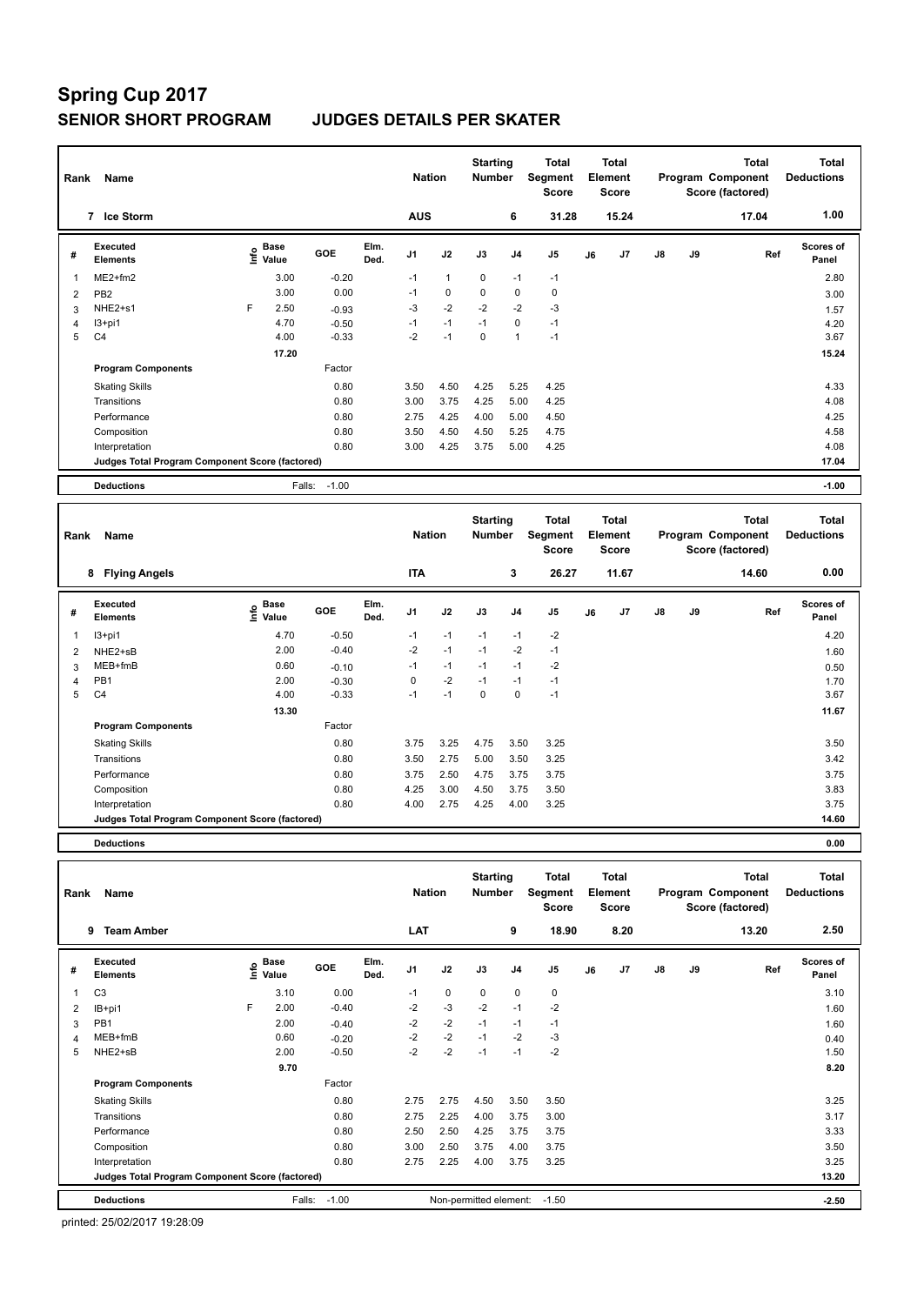# Spring Cup 2017

## SENIOR SHORT PROGRAM JUDGES DETAILS PER SKATER

| Rank | Name | Nation | Starting Number | Total Segment Score | Total Element Score | Total Program Component Score (factored) | Total Deductions |
|---|---|---|---|---|---|---|---|
| 7 | Ice Storm | AUS | 6 | 31.28 | 15.24 | 17.04 | 1.00 |

| # | Executed Elements | Info | Base Value | GOE | Elm. Ded. | J1 | J2 | J3 | J4 | J5 | J6 | J7 | J8 | J9 | Ref | Scores of Panel |
|---|---|---|---|---|---|---|---|---|---|---|---|---|---|---|---|---|
| 1 | ME2+fm2 | | 3.00 | -0.20 | | -1 | 1 | 0 | -1 | -1 | | | | | | 2.80 |
| 2 | PB2 | | 3.00 | 0.00 | | -1 | 0 | 0 | 0 | 0 | | | | | | 3.00 |
| 3 | NHE2+s1 | F | 2.50 | -0.93 | | -3 | -2 | -2 | -2 | -3 | | | | | | 1.57 |
| 4 | I3+pi1 | | 4.70 | -0.50 | | -1 | -1 | -1 | 0 | -1 | | | | | | 4.20 |
| 5 | C4 | | 4.00 | -0.33 | | -2 | -1 | 0 | 1 | -1 | | | | | | 3.67 |
| | | | 17.20 | | | | | | | | | | | | | 15.24 |

| Program Components | Factor | J1 | J2 | J3 | J4 | J5 | J6 | J7 | J8 | J9 | | |
|---|---|---|---|---|---|---|---|---|---|---|---|---|
| Skating Skills | 0.80 | 3.50 | 4.50 | 4.25 | 5.25 | 4.25 | | | | | | 4.33 |
| Transitions | 0.80 | 3.00 | 3.75 | 4.25 | 5.00 | 4.25 | | | | | | 4.08 |
| Performance | 0.80 | 2.75 | 4.25 | 4.00 | 5.00 | 4.50 | | | | | | 4.25 |
| Composition | 0.80 | 3.50 | 4.50 | 4.50 | 5.25 | 4.75 | | | | | | 4.58 |
| Interpretation | 0.80 | 3.00 | 4.25 | 3.75 | 5.00 | 4.25 | | | | | | 4.08 |
| Judges Total Program Component Score (factored) | | | | | | | | | | | | 17.04 |

| | | |
|---|---|---|
| Deductions | Falls: -1.00 | -1.00 |

| Rank | Name | Nation | Starting Number | Total Segment Score | Total Element Score | Total Program Component Score (factored) | Total Deductions |
|---|---|---|---|---|---|---|---|
| 8 | Flying Angels | ITA | 3 | 26.27 | 11.67 | 14.60 | 0.00 |

| # | Executed Elements | Info | Base Value | GOE | Elm. Ded. | J1 | J2 | J3 | J4 | J5 | J6 | J7 | J8 | J9 | Ref | Scores of Panel |
|---|---|---|---|---|---|---|---|---|---|---|---|---|---|---|---|---|
| 1 | I3+pi1 | | 4.70 | -0.50 | | -1 | -1 | -1 | -1 | -2 | | | | | | 4.20 |
| 2 | NHE2+sB | | 2.00 | -0.40 | | -2 | -1 | -1 | -2 | -1 | | | | | | 1.60 |
| 3 | MEB+fmB | | 0.60 | -0.10 | | -1 | -1 | -1 | -1 | -2 | | | | | | 0.50 |
| 4 | PB1 | | 2.00 | -0.30 | | 0 | -2 | -1 | -1 | -1 | | | | | | 1.70 |
| 5 | C4 | | 4.00 | -0.33 | | -1 | -1 | 0 | 0 | -1 | | | | | | 3.67 |
| | | | 13.30 | | | | | | | | | | | | | 11.67 |

| Program Components | Factor | J1 | J2 | J3 | J4 | J5 | J6 | J7 | J8 | J9 | | |
|---|---|---|---|---|---|---|---|---|---|---|---|---|
| Skating Skills | 0.80 | 3.75 | 3.25 | 4.75 | 3.50 | 3.25 | | | | | | 3.50 |
| Transitions | 0.80 | 3.50 | 2.75 | 5.00 | 3.50 | 3.25 | | | | | | 3.42 |
| Performance | 0.80 | 3.75 | 2.50 | 4.75 | 3.75 | 3.75 | | | | | | 3.75 |
| Composition | 0.80 | 4.25 | 3.00 | 4.50 | 3.75 | 3.50 | | | | | | 3.83 |
| Interpretation | 0.80 | 4.00 | 2.75 | 4.25 | 4.00 | 3.25 | | | | | | 3.75 |
| Judges Total Program Component Score (factored) | | | | | | | | | | | | 14.60 |

| | | |
|---|---|---|
| Deductions | | 0.00 |

| Rank | Name | Nation | Starting Number | Total Segment Score | Total Element Score | Total Program Component Score (factored) | Total Deductions |
|---|---|---|---|---|---|---|---|
| 9 | Team Amber | LAT | 9 | 18.90 | 8.20 | 13.20 | 2.50 |

| # | Executed Elements | Info | Base Value | GOE | Elm. Ded. | J1 | J2 | J3 | J4 | J5 | J6 | J7 | J8 | J9 | Ref | Scores of Panel |
|---|---|---|---|---|---|---|---|---|---|---|---|---|---|---|---|---|
| 1 | C3 | | 3.10 | 0.00 | | -1 | 0 | 0 | 0 | 0 | | | | | | 3.10 |
| 2 | IB+pi1 | F | 2.00 | -0.40 | | -2 | -3 | -2 | -1 | -2 | | | | | | 1.60 |
| 3 | PB1 | | 2.00 | -0.40 | | -2 | -2 | -1 | -1 | -1 | | | | | | 1.60 |
| 4 | MEB+fmB | | 0.60 | -0.20 | | -2 | -2 | -1 | -2 | -3 | | | | | | 0.40 |
| 5 | NHE2+sB | | 2.00 | -0.50 | | -2 | -2 | -1 | -1 | -2 | | | | | | 1.50 |
| | | | 9.70 | | | | | | | | | | | | | 8.20 |

| Program Components | Factor | J1 | J2 | J3 | J4 | J5 | J6 | J7 | J8 | J9 | | |
|---|---|---|---|---|---|---|---|---|---|---|---|---|
| Skating Skills | 0.80 | 2.75 | 2.75 | 4.50 | 3.50 | 3.50 | | | | | | 3.25 |
| Transitions | 0.80 | 2.75 | 2.25 | 4.00 | 3.75 | 3.00 | | | | | | 3.17 |
| Performance | 0.80 | 2.50 | 2.50 | 4.25 | 3.75 | 3.75 | | | | | | 3.33 |
| Composition | 0.80 | 3.00 | 2.50 | 3.75 | 4.00 | 3.75 | | | | | | 3.50 |
| Interpretation | 0.80 | 2.75 | 2.25 | 4.00 | 3.75 | 3.25 | | | | | | 3.25 |
| Judges Total Program Component Score (factored) | | | | | | | | | | | | 13.20 |

| | | | |
|---|---|---|---|
| Deductions | Falls: -1.00 | Non-permitted element: -1.50 | -2.50 |

printed: 25/02/2017 19:28:09